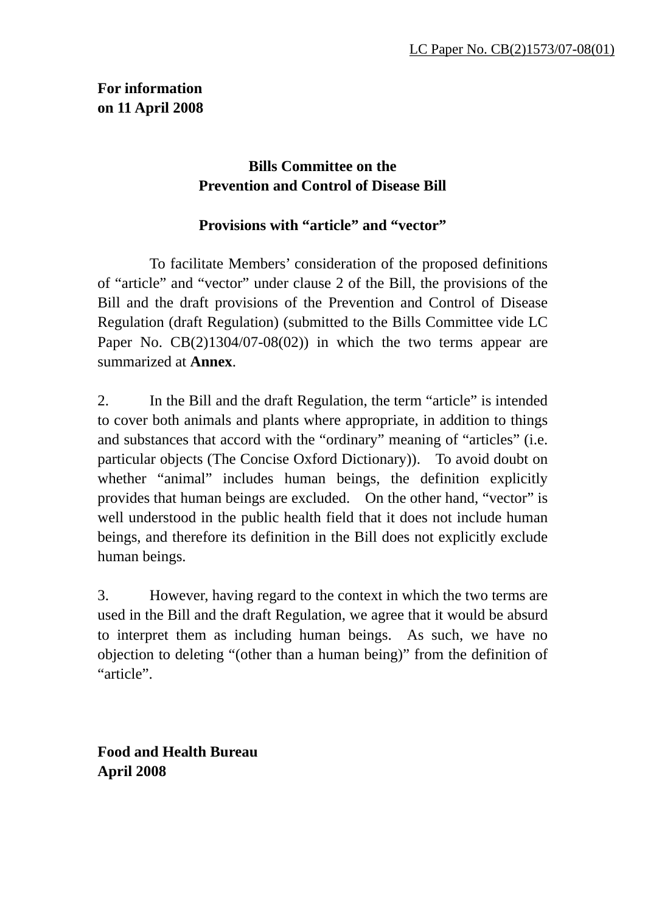LC Paper No. CB(2)1573/07-08(01)

**For information**
**on 11 April 2008**

**Bills Committee on the**
**Prevention and Control of Disease Bill**

**Provisions with "article" and "vector"**

To facilitate Members' consideration of the proposed definitions of "article" and "vector" under clause 2 of the Bill, the provisions of the Bill and the draft provisions of the Prevention and Control of Disease Regulation (draft Regulation) (submitted to the Bills Committee vide LC Paper No. CB(2)1304/07-08(02)) in which the two terms appear are summarized at **Annex**.

2. In the Bill and the draft Regulation, the term "article" is intended to cover both animals and plants where appropriate, in addition to things and substances that accord with the "ordinary" meaning of "articles" (i.e. particular objects (The Concise Oxford Dictionary)). To avoid doubt on whether "animal" includes human beings, the definition explicitly provides that human beings are excluded. On the other hand, "vector" is well understood in the public health field that it does not include human beings, and therefore its definition in the Bill does not explicitly exclude human beings.

3. However, having regard to the context in which the two terms are used in the Bill and the draft Regulation, we agree that it would be absurd to interpret them as including human beings. As such, we have no objection to deleting "(other than a human being)" from the definition of "article".

**Food and Health Bureau**
**April 2008**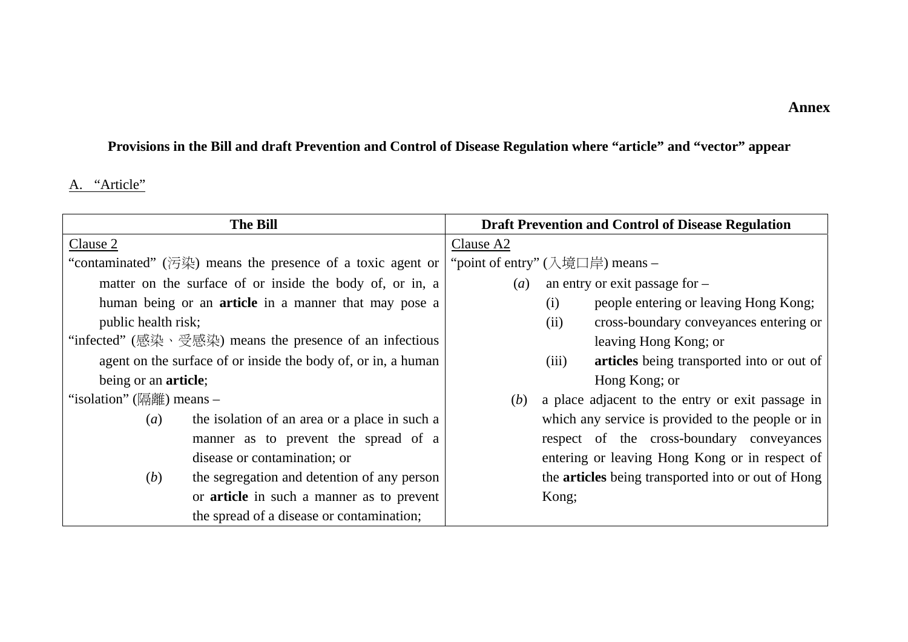**Annex**

**Provisions in the Bill and draft Prevention and Control of Disease Regulation where "article" and "vector" appear**

A. "Article"

| The Bill | Draft Prevention and Control of Disease Regulation |
|---|---|
| Clause 2<br>"contaminated" (污染) means the presence of a toxic agent or matter on the surface of or inside the body of, or in, a human being or an **article** in a manner that may pose a public health risk;<br>"infected" (感染、受感染) means the presence of an infectious agent on the surface of or inside the body of, or in, a human being or an **article**;<br>"isolation" (隔離) means –<br>(*a*) the isolation of an area or a place in such a manner as to prevent the spread of a disease or contamination; or<br>(*b*) the segregation and detention of any person or **article** in such a manner as to prevent the spread of a disease or contamination; | Clause A2<br>"point of entry" (入境口岸) means –<br>(*a*) an entry or exit passage for –<br>(i) people entering or leaving Hong Kong;<br>(ii) cross-boundary conveyances entering or leaving Hong Kong; or<br>(iii) **articles** being transported into or out of Hong Kong; or<br>(*b*) a place adjacent to the entry or exit passage in which any service is provided to the people or in respect of the cross-boundary conveyances entering or leaving Hong Kong or in respect of the **articles** being transported into or out of Hong Kong; |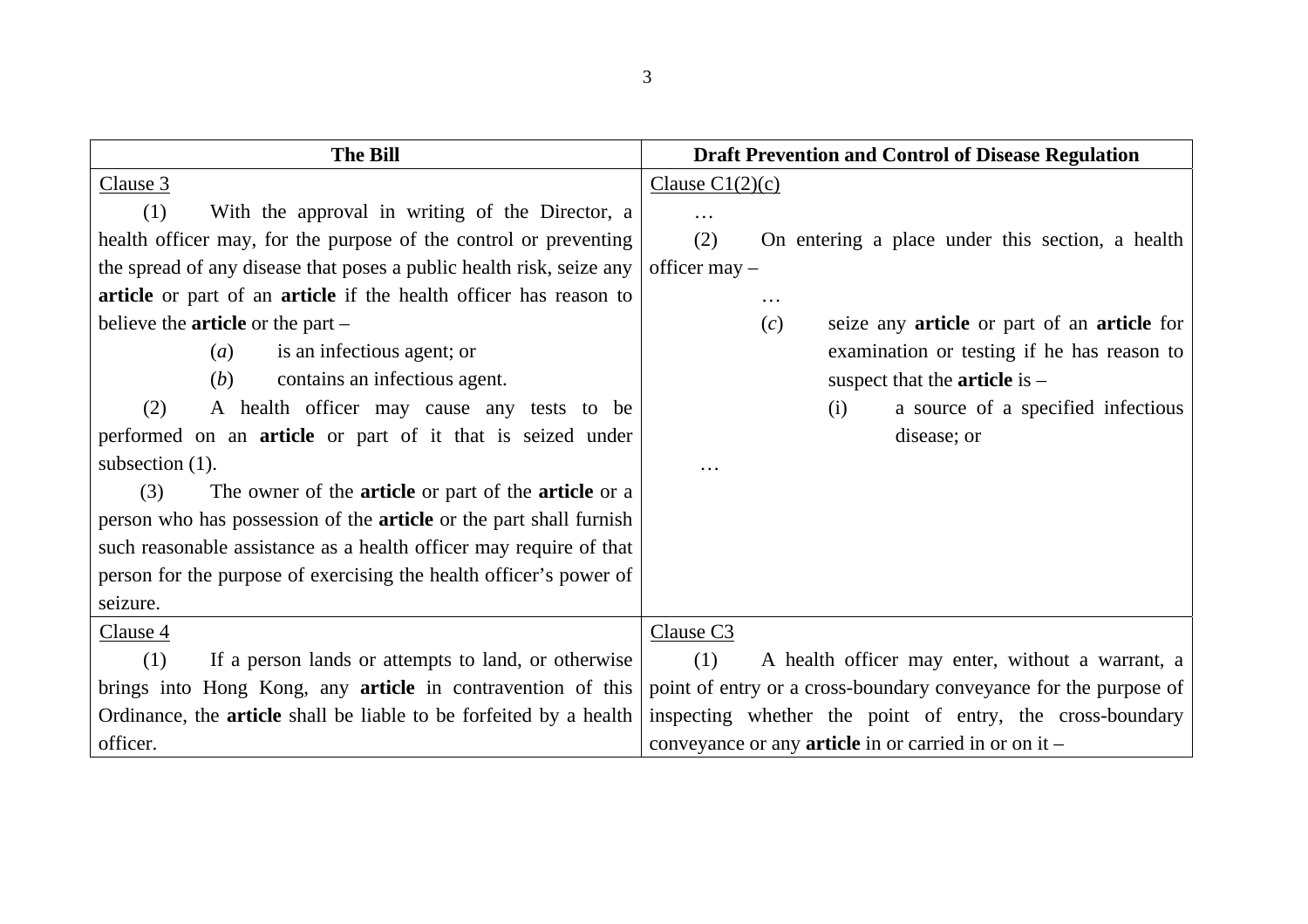| The Bill | Draft Prevention and Control of Disease Regulation |
|---|---|
| Clause 3<br><br>(1) With the approval in writing of the Director, a health officer may, for the purpose of the control or preventing the spread of any disease that poses a public health risk, seize any **article** or part of an **article** if the health officer has reason to believe the **article** or the part –<br><br>(*a*) is an infectious agent; or<br><br>(*b*) contains an infectious agent.<br><br>(2) A health officer may cause any tests to be performed on an **article** or part of it that is seized under subsection (1).<br><br>(3) The owner of the **article** or part of the **article** or a person who has possession of the **article** or the part shall furnish such reasonable assistance as a health officer may require of that person for the purpose of exercising the health officer's power of seizure. | Clause C1(2)(c)<br><br>…<br><br>(2) On entering a place under this section, a health officer may –<br><br>…<br><br>(*c*) seize any **article** or part of an **article** for examination or testing if he has reason to suspect that the **article** is –<br><br>(i) a source of a specified infectious disease; or<br><br>… |
| Clause 4<br><br>(1) If a person lands or attempts to land, or otherwise brings into Hong Kong, any **article** in contravention of this Ordinance, the **article** shall be liable to be forfeited by a health officer. | Clause C3<br><br>(1) A health officer may enter, without a warrant, a point of entry or a cross-boundary conveyance for the purpose of inspecting whether the point of entry, the cross-boundary conveyance or any **article** in or carried in or on it – |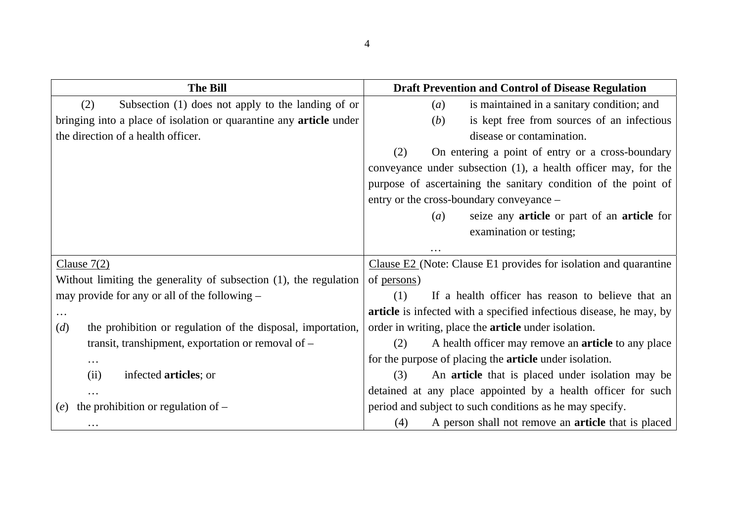| The Bill | Draft Prevention and Control of Disease Regulation |
| --- | --- |
| (2) Subsection (1) does not apply to the landing of or bringing into a place of isolation or quarantine any **article** under the direction of a health officer. | (*a*) is maintained in a sanitary condition; and<br>(*b*) is kept free from sources of an infectious disease or contamination.<br>(2) On entering a point of entry or a cross-boundary conveyance under subsection (1), a health officer may, for the purpose of ascertaining the sanitary condition of the point of entry or the cross-boundary conveyance –<br>(*a*) seize any **article** or part of an **article** for examination or testing;<br>… |
| Clause 7(2)<br>Without limiting the generality of subsection (1), the regulation may provide for any or all of the following –<br>…<br>(*d*) the prohibition or regulation of the disposal, importation, transit, transhipment, exportation or removal of –<br>…<br>(ii) infected **articles**; or<br>…<br>(*e*) the prohibition or regulation of –<br>… | Clause E2 (Note: Clause E1 provides for isolation and quarantine of persons)<br>(1) If a health officer has reason to believe that an **article** is infected with a specified infectious disease, he may, by order in writing, place the **article** under isolation.<br>(2) A health officer may remove an **article** to any place for the purpose of placing the **article** under isolation.<br>(3) An **article** that is placed under isolation may be detained at any place appointed by a health officer for such period and subject to such conditions as he may specify.<br>(4) A person shall not remove an **article** that is placed |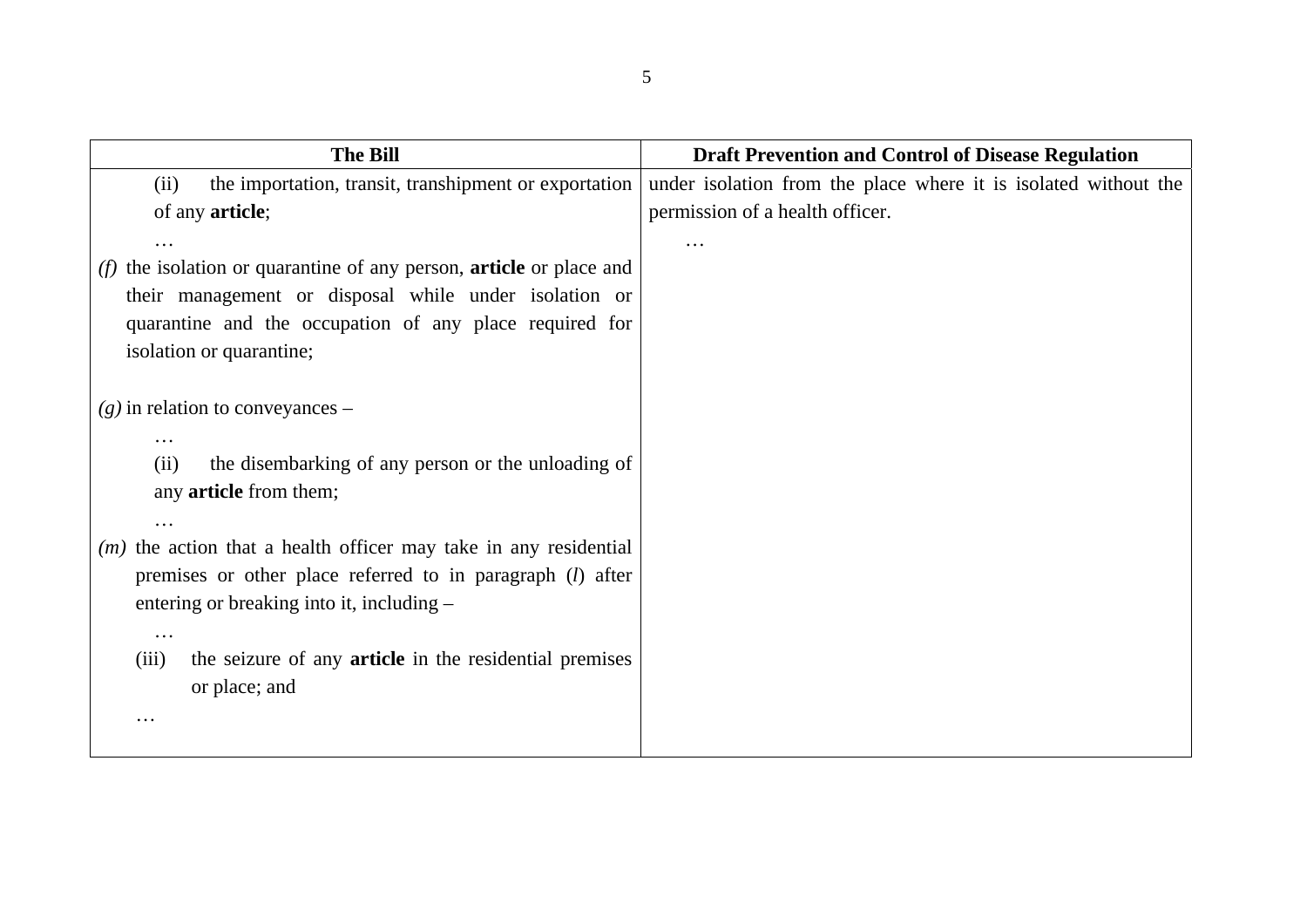| The Bill | Draft Prevention and Control of Disease Regulation |
|---|---|
| (ii) the importation, transit, transhipment or exportation of any **article**;<br>…<br>*(f)* the isolation or quarantine of any person, **article** or place and their management or disposal while under isolation or quarantine and the occupation of any place required for isolation or quarantine;<br><br>*(g)* in relation to conveyances –<br>…<br>(ii) the disembarking of any person or the unloading of any **article** from them;<br>…<br>*(m)* the action that a health officer may take in any residential premises or other place referred to in paragraph (*l*) after entering or breaking into it, including –<br>…<br>(iii) the seizure of any **article** in the residential premises or place; and<br>… | under isolation from the place where it is isolated without the permission of a health officer.<br>… |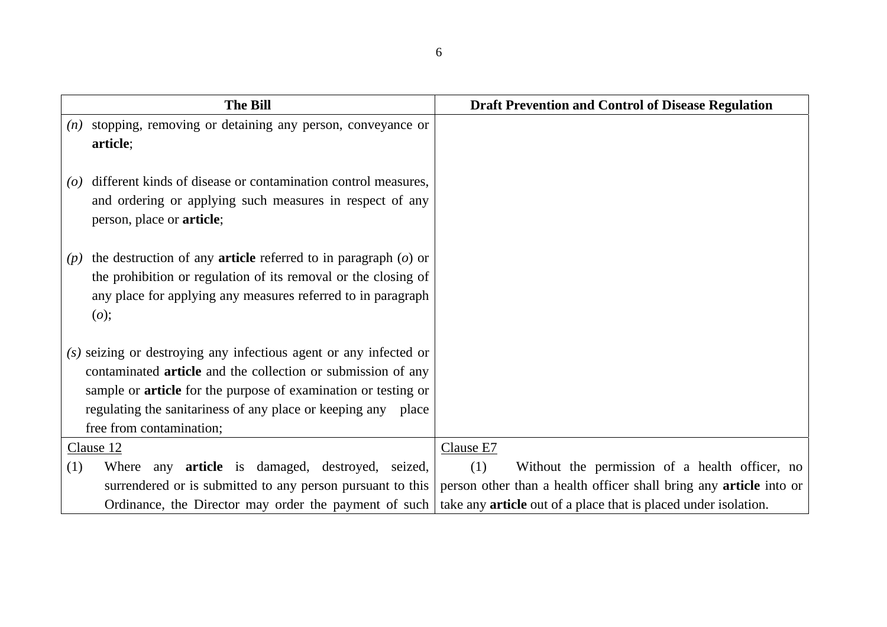| The Bill | Draft Prevention and Control of Disease Regulation |
| --- | --- |
| *(n)* stopping, removing or detaining any person, conveyance or **article**;<br><br>*(o)* different kinds of disease or contamination control measures, and ordering or applying such measures in respect of any person, place or **article**;<br><br>*(p)* the destruction of any **article** referred to in paragraph (*o*) or the prohibition or regulation of its removal or the closing of any place for applying any measures referred to in paragraph (*o*);<br><br>*(s)* seizing or destroying any infectious agent or any infected or contaminated **article** and the collection or submission of any sample or **article** for the purpose of examination or testing or regulating the sanitariness of any place or keeping any place free from contamination; | |
| Clause 12<br>(1) Where any **article** is damaged, destroyed, seized, surrendered or is submitted to any person pursuant to this Ordinance, the Director may order the payment of such | Clause E7<br>(1) Without the permission of a health officer, no person other than a health officer shall bring any **article** into or take any **article** out of a place that is placed under isolation. |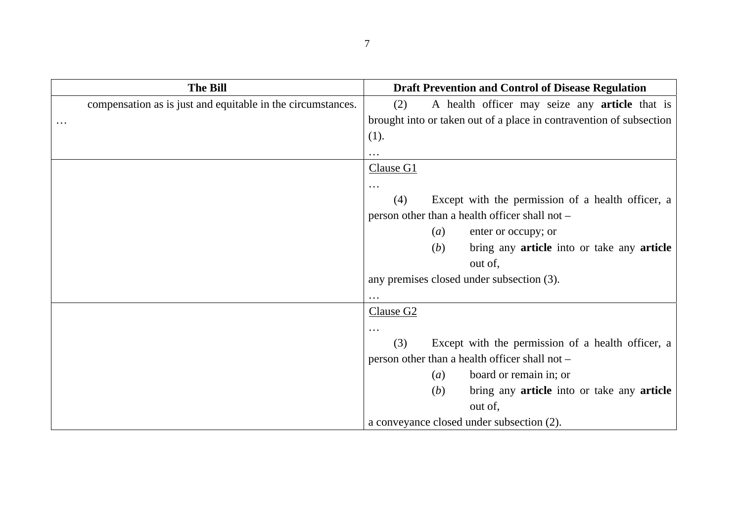| The Bill | Draft Prevention and Control of Disease Regulation |
|---|---|
| compensation as is just and equitable in the circumstances.<br>… | (2) A health officer may seize any **article** that is brought into or taken out of a place in contravention of subsection (1).<br>… |
| | <u>Clause G1</u><br>…<br>(4) Except with the permission of a health officer, a person other than a health officer shall not –<br>(*a*) enter or occupy; or<br>(*b*) bring any **article** into or take any **article** out of,<br>any premises closed under subsection (3).<br>… |
| | <u>Clause G2</u><br>…<br>(3) Except with the permission of a health officer, a person other than a health officer shall not –<br>(*a*) board or remain in; or<br>(*b*) bring any **article** into or take any **article** out of,<br>a conveyance closed under subsection (2). |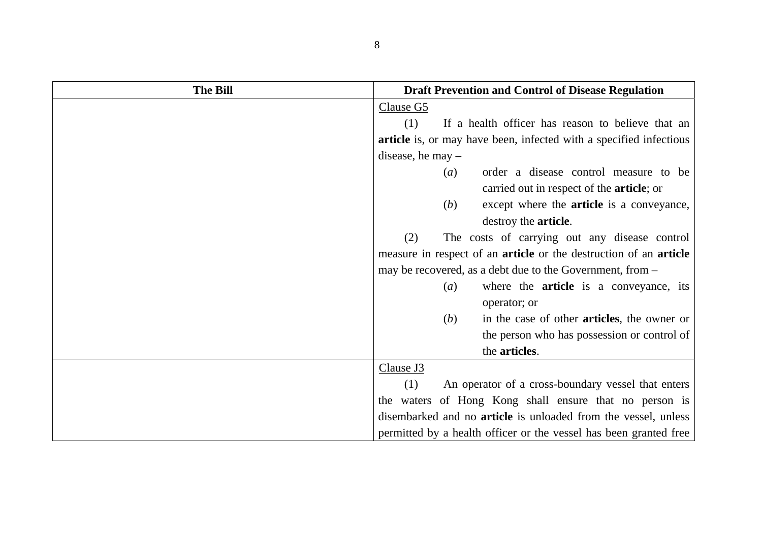| The Bill | Draft Prevention and Control of Disease Regulation |
|---|---|
| | <u>Clause G5</u><br>(1) If a health officer has reason to believe that an **article** is, or may have been, infected with a specified infectious disease, he may –<br>(*a*) order a disease control measure to be carried out in respect of the **article**; or<br>(*b*) except where the **article** is a conveyance, destroy the **article**.<br>(2) The costs of carrying out any disease control measure in respect of an **article** or the destruction of an **article** may be recovered, as a debt due to the Government, from –<br>(*a*) where the **article** is a conveyance, its operator; or<br>(*b*) in the case of other **articles**, the owner or the person who has possession or control of the **articles**. |
| | <u>Clause J3</u><br>(1) An operator of a cross-boundary vessel that enters the waters of Hong Kong shall ensure that no person is disembarked and no **article** is unloaded from the vessel, unless permitted by a health officer or the vessel has been granted free |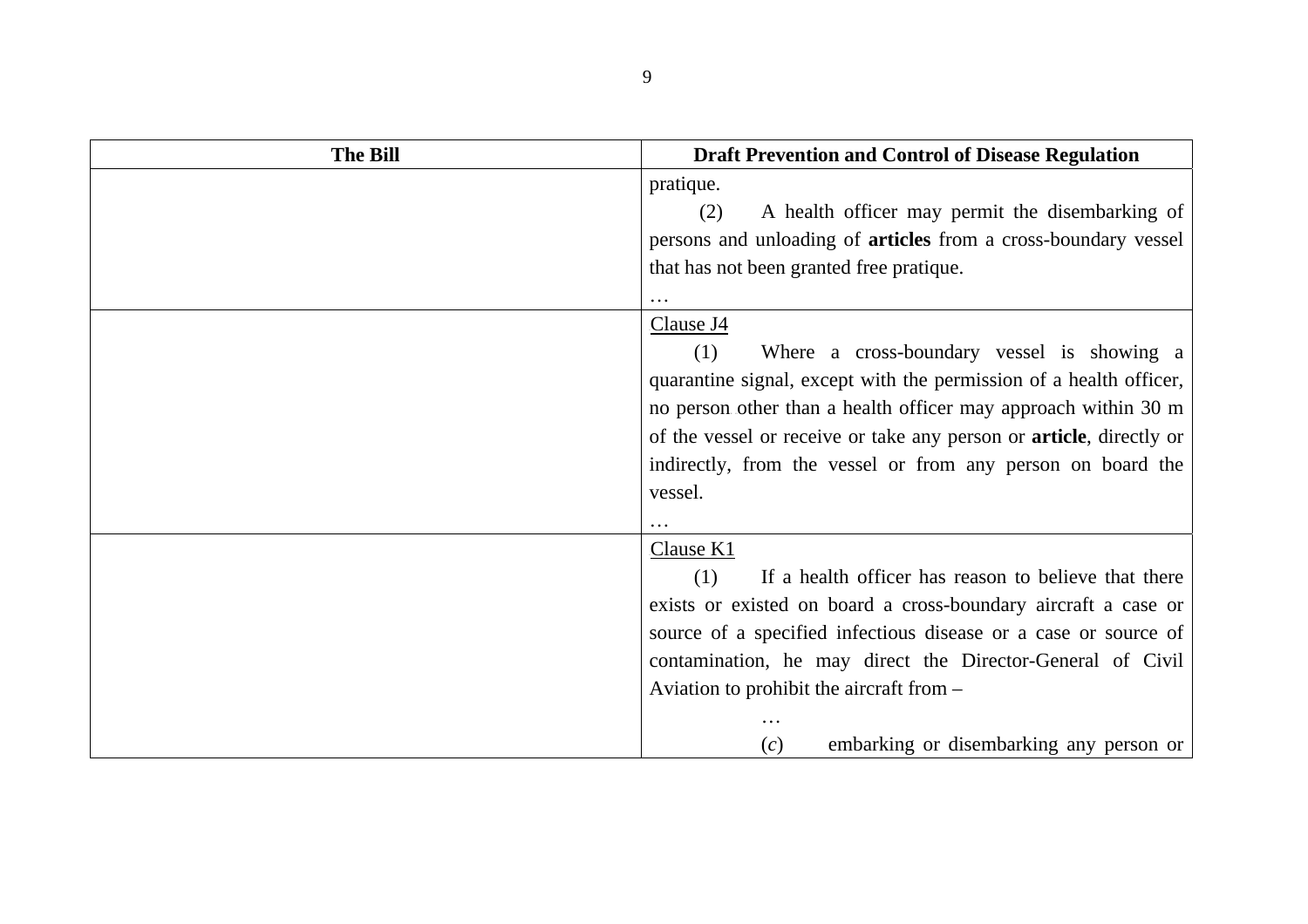| The Bill | Draft Prevention and Control of Disease Regulation |
|---|---|
| | pratique.<br>(2) A health officer may permit the disembarking of persons and unloading of **articles** from a cross-boundary vessel that has not been granted free pratique.<br>… |
| | Clause J4<br>(1) Where a cross-boundary vessel is showing a quarantine signal, except with the permission of a health officer, no person other than a health officer may approach within 30 m of the vessel or receive or take any person or **article**, directly or indirectly, from the vessel or from any person on board the vessel.<br>… |
| | Clause K1<br>(1) If a health officer has reason to believe that there exists or existed on board a cross-boundary aircraft a case or source of a specified infectious disease or a case or source of contamination, he may direct the Director-General of Civil Aviation to prohibit the aircraft from –<br>…<br>(*c*) embarking or disembarking any person or |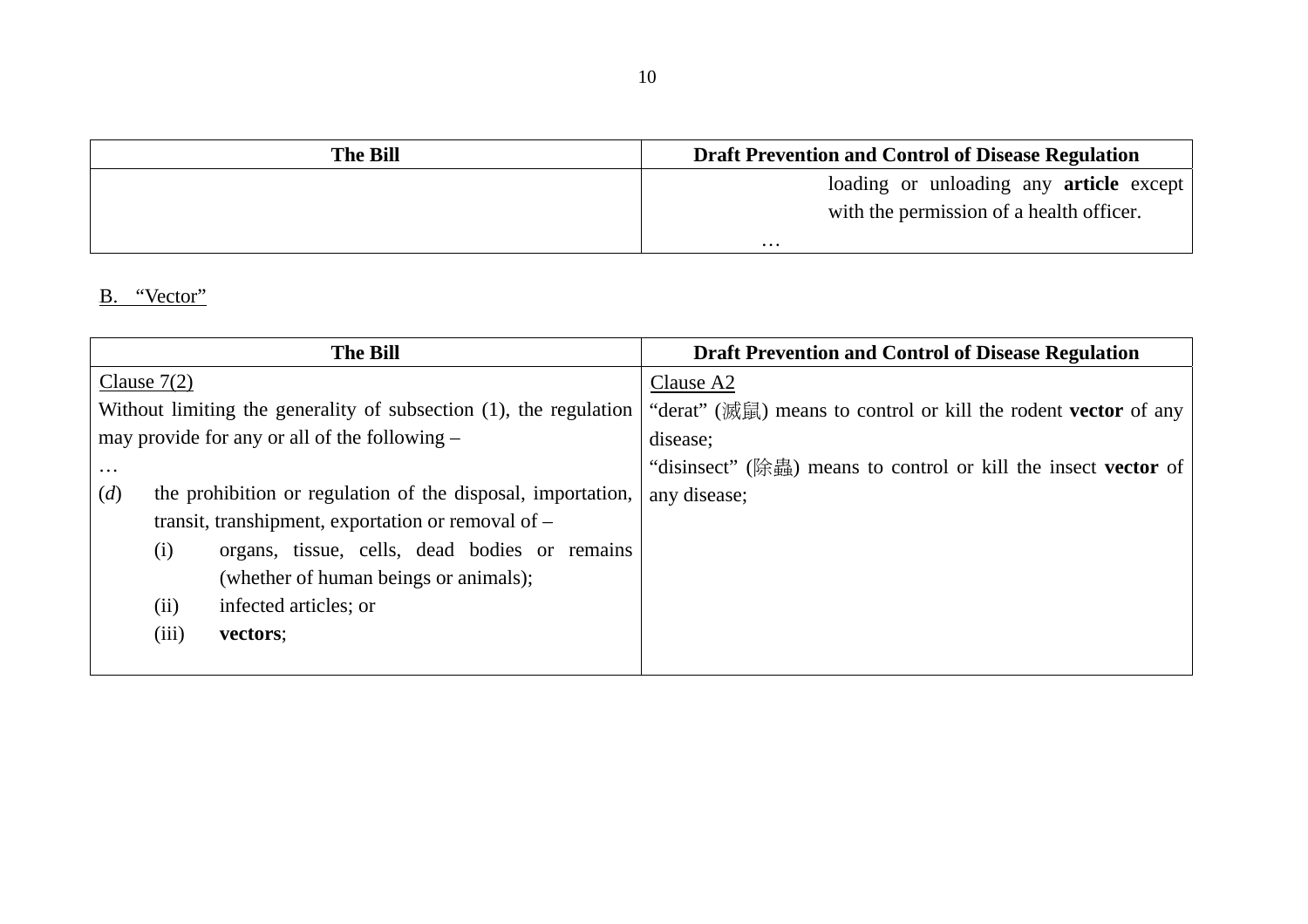| The Bill | Draft Prevention and Control of Disease Regulation |
|---|---|
| | loading or unloading any **article** except with the permission of a health officer. … |

B. "Vector"

| The Bill | Draft Prevention and Control of Disease Regulation |
|---|---|
| Clause 7(2)<br>Without limiting the generality of subsection (1), the regulation may provide for any or all of the following –<br>…<br>(*d*) the prohibition or regulation of the disposal, importation, transit, transhipment, exportation or removal of –<br>(i) organs, tissue, cells, dead bodies or remains (whether of human beings or animals);<br>(ii) infected articles; or<br>(iii) **vectors**; | Clause A2<br>"derat" (滅鼠) means to control or kill the rodent **vector** of any disease;<br>"disinsect" (除蟲) means to control or kill the insect **vector** of any disease; |